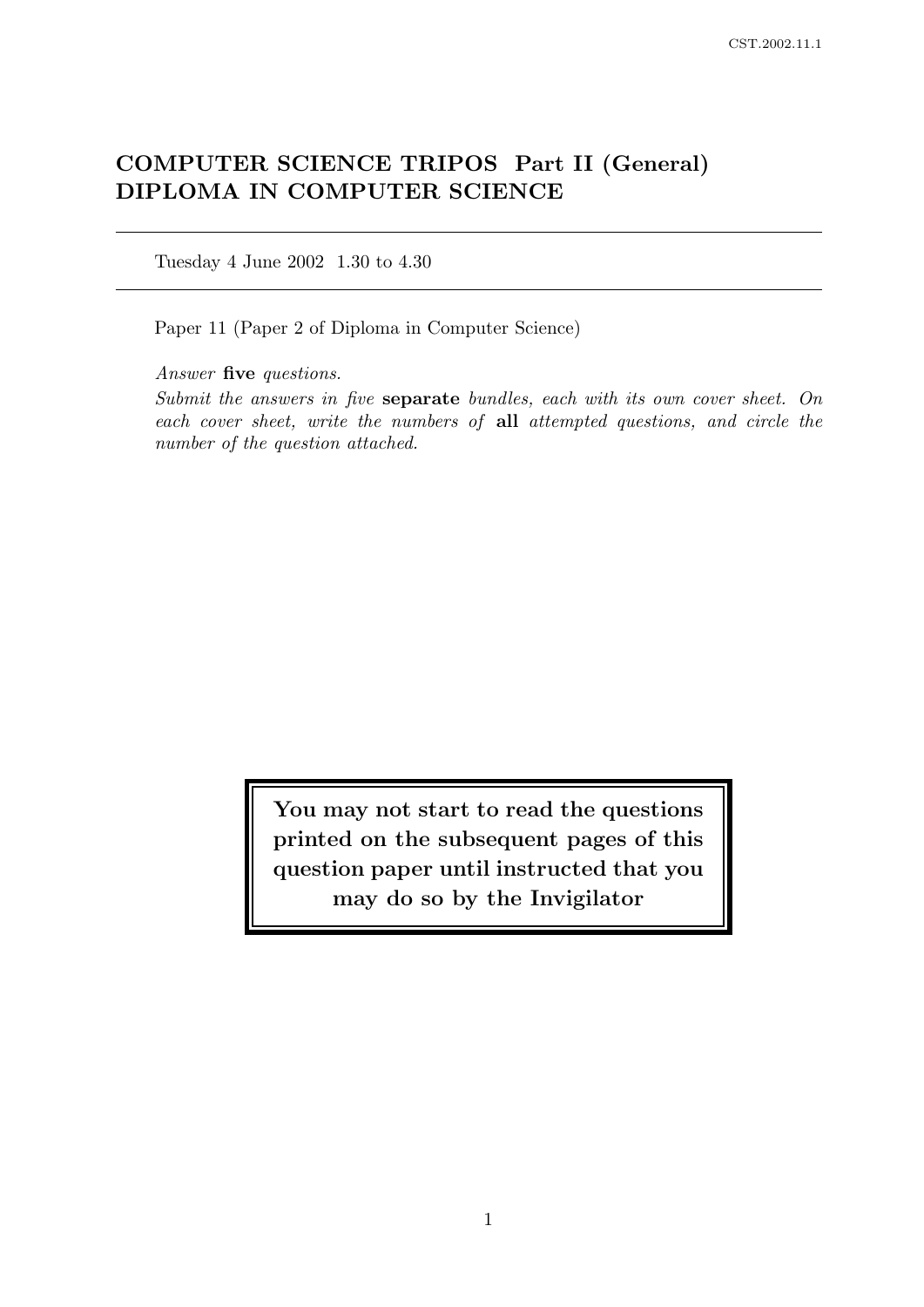# COMPUTER SCIENCE TRIPOS Part II (General) DIPLOMA IN COMPUTER SCIENCE

Tuesday 4 June 2002 1.30 to 4.30

Paper 11 (Paper 2 of Diploma in Computer Science)

*Answer* **five** *questions.*

*Submit the answers in five* **separate** *bundles, each with its own cover sheet. On each cover sheet, write the numbers of* **all** *attempted questions, and circle the number of the question attached.*

**You may not start to read the questions printed on the subsequent pages of this question paper until instructed that you may do so by the Invigilator**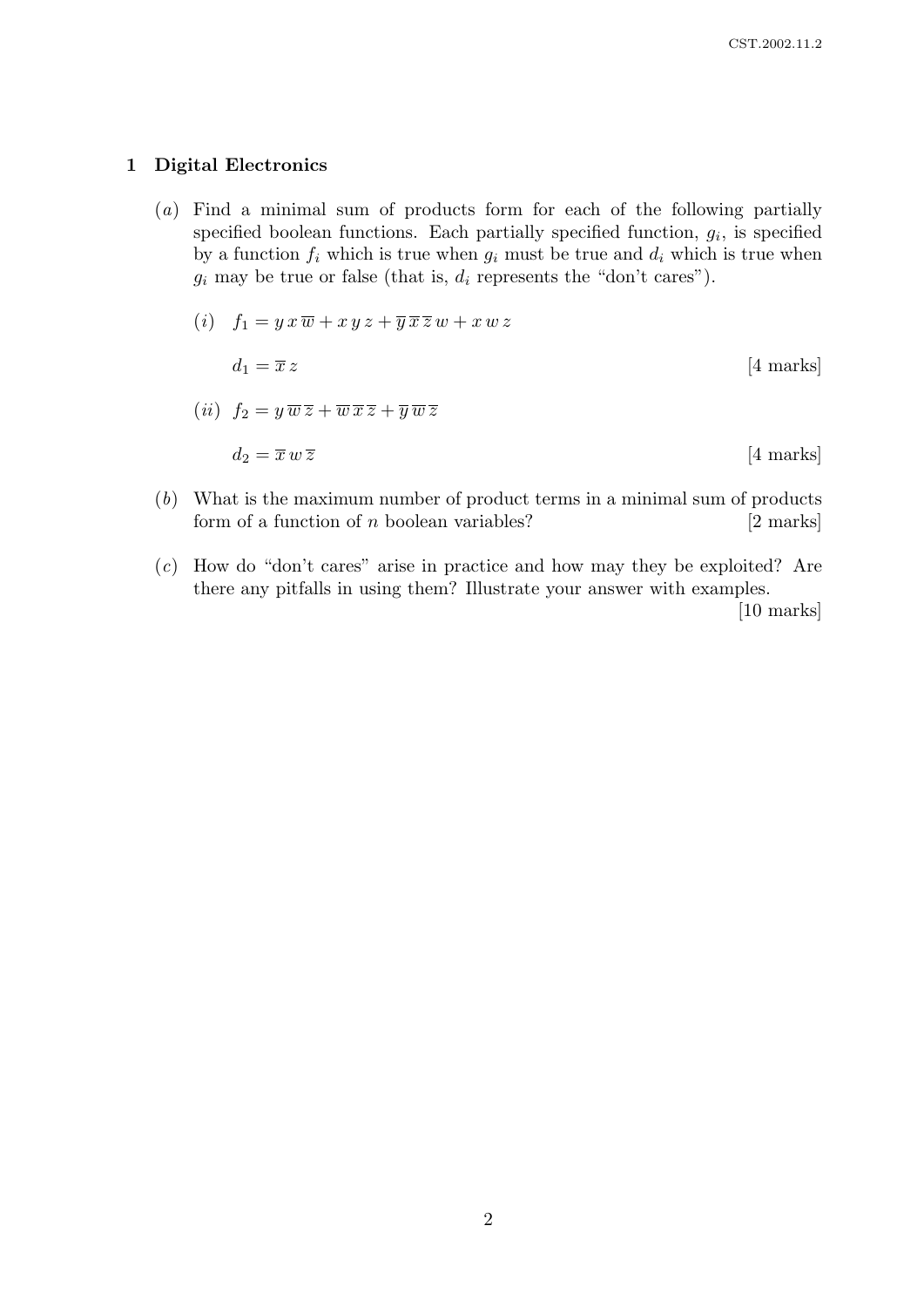## 1 Digital Electronics

(*a*) Find a minimal sum of products form for each of the following partially specified boolean functions. Each partially specified function, $g_i$, is specified by a function $f_i$ which is true when $g_i$ must be true and $d_i$ which is true when $g_i$ may be true or false (that is, $d_i$ represents the "don't cares").

(*i*) $f_1 = y\,x\,\overline{w} + x\,y\,z + \overline{y}\,\overline{x}\,\overline{z}\,w + x\,w\,z$

$d_1 = \overline{x}\,z$ [4 marks]

(*ii*) $f_2 = y\,\overline{w}\,\overline{z} + \overline{w}\,\overline{x}\,\overline{z} + \overline{y}\,\overline{w}\,\overline{z}$

$d_2 = \overline{x}\,w\,\overline{z}$ [4 marks]

(*b*) What is the maximum number of product terms in a minimal sum of products form of a function of $n$ boolean variables? [2 marks]

(*c*) How do "don't cares" arise in practice and how may they be exploited? Are there any pitfalls in using them? Illustrate your answer with examples. [10 marks]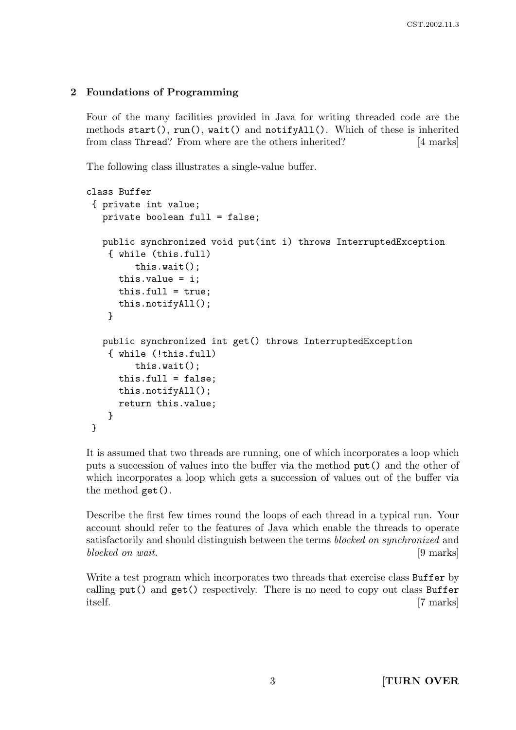## 2 Foundations of Programming

Four of the many facilities provided in Java for writing threaded code are the methods `start()`, `run()`, `wait()` and `notifyAll()`. Which of these is inherited from class `Thread`? From where are the others inherited? [4 marks]

The following class illustrates a single-value buffer.

```
class Buffer
 { private int value;
   private boolean full = false;

   public synchronized void put(int i) throws InterruptedException
    { while (this.full)
        this.wait();
      this.value = i;
      this.full = true;
      this.notifyAll();
    }

   public synchronized int get() throws InterruptedException
    { while (!this.full)
        this.wait();
      this.full = false;
      this.notifyAll();
      return this.value;
    }
 }
```

It is assumed that two threads are running, one of which incorporates a loop which puts a succession of values into the buffer via the method `put()` and the other of which incorporates a loop which gets a succession of values out of the buffer via the method `get()`.

Describe the first few times round the loops of each thread in a typical run. Your account should refer to the features of Java which enable the threads to operate satisfactorily and should distinguish between the terms *blocked on synchronized* and *blocked on wait*. [9 marks]

Write a test program which incorporates two threads that exercise class `Buffer` by calling `put()` and `get()` respectively. There is no need to copy out class `Buffer` itself. [7 marks]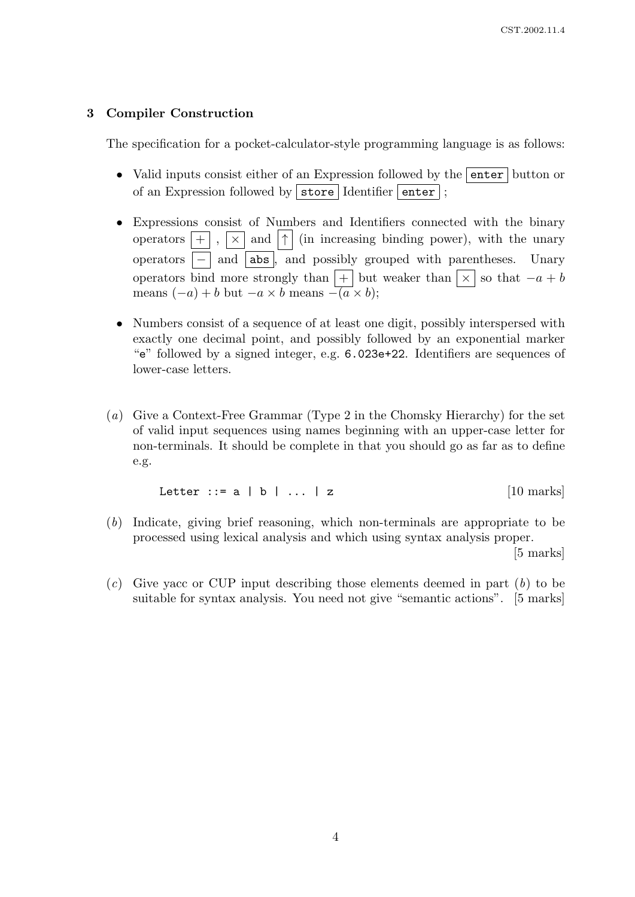## 3 Compiler Construction

The specification for a pocket-calculator-style programming language is as follows:

- Valid inputs consist either of an Expression followed by the `enter` button or of an Expression followed by `store` Identifier `enter` ;
- Expressions consist of Numbers and Identifiers connected with the binary operators $\boxed{+}$ , $\boxed{\times}$ and $\boxed{\uparrow}$ (in increasing binding power), with the unary operators $\boxed{-}$ and `abs`, and possibly grouped with parentheses. Unary operators bind more strongly than $\boxed{+}$ but weaker than $\boxed{\times}$ so that $-a + b$ means $(-a) + b$ but $-a \times b$ means $-(a \times b)$;
- Numbers consist of a sequence of at least one digit, possibly interspersed with exactly one decimal point, and possibly followed by an exponential marker "`e`" followed by a signed integer, e.g. `6.023e+22`. Identifiers are sequences of lower-case letters.

(*a*) Give a Context-Free Grammar (Type 2 in the Chomsky Hierarchy) for the set of valid input sequences using names beginning with an upper-case letter for non-terminals. It should be complete in that you should go as far as to define e.g.

```
Letter ::= a | b | ... | z
```

[10 marks]

(*b*) Indicate, giving brief reasoning, which non-terminals are appropriate to be processed using lexical analysis and which using syntax analysis proper. [5 marks]

(*c*) Give yacc or CUP input describing those elements deemed in part (*b*) to be suitable for syntax analysis. You need not give "semantic actions". [5 marks]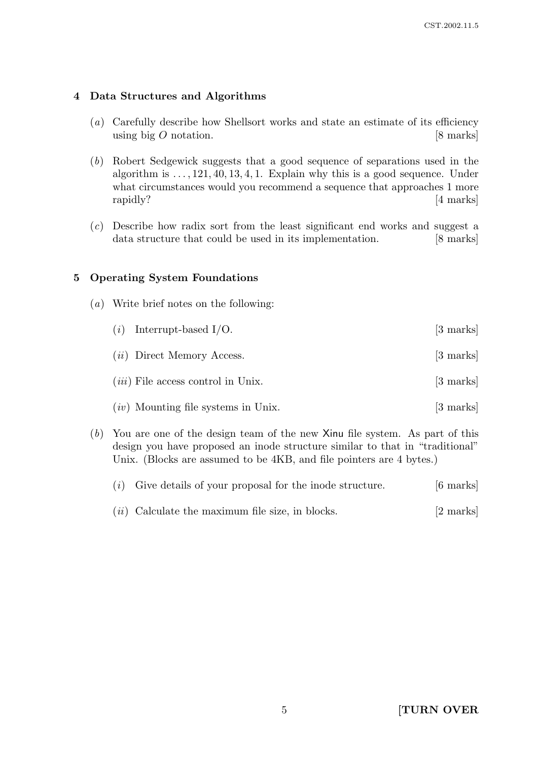## 4 Data Structures and Algorithms

(*a*) Carefully describe how Shellsort works and state an estimate of its efficiency using big $O$ notation. [8 marks]

(*b*) Robert Sedgewick suggests that a good sequence of separations used in the algorithm is $\ldots, 121, 40, 13, 4, 1$. Explain why this is a good sequence. Under what circumstances would you recommend a sequence that approaches 1 more rapidly? [4 marks]

(*c*) Describe how radix sort from the least significant end works and suggest a data structure that could be used in its implementation. [8 marks]

## 5 Operating System Foundations

(*a*) Write brief notes on the following:

(*i*) Interrupt-based I/O. [3 marks]

(*ii*) Direct Memory Access. [3 marks]

(*iii*) File access control in Unix. [3 marks]

(*iv*) Mounting file systems in Unix. [3 marks]

(*b*) You are one of the design team of the new Xinu file system. As part of this design you have proposed an inode structure similar to that in "traditional" Unix. (Blocks are assumed to be 4KB, and file pointers are 4 bytes.)

(*i*) Give details of your proposal for the inode structure. [6 marks]

(*ii*) Calculate the maximum file size, in blocks. [2 marks]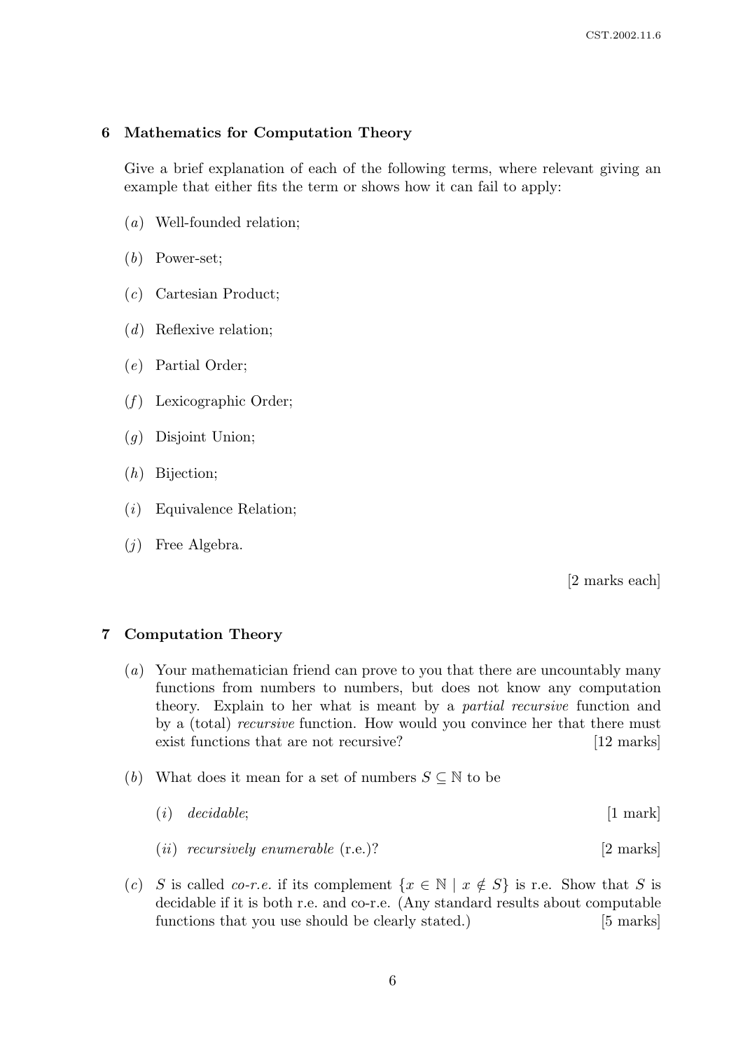## 6 Mathematics for Computation Theory

Give a brief explanation of each of the following terms, where relevant giving an example that either fits the term or shows how it can fail to apply:

(*a*) Well-founded relation;

(*b*) Power-set;

(*c*) Cartesian Product;

(*d*) Reflexive relation;

(*e*) Partial Order;

(*f*) Lexicographic Order;

(*g*) Disjoint Union;

(*h*) Bijection;

(*i*) Equivalence Relation;

(*j*) Free Algebra.

[2 marks each]

## 7 Computation Theory

(*a*) Your mathematician friend can prove to you that there are uncountably many functions from numbers to numbers, but does not know any computation theory. Explain to her what is meant by a *partial recursive* function and by a (total) *recursive* function. How would you convince her that there must exist functions that are not recursive? [12 marks]

(*b*) What does it mean for a set of numbers $S \subseteq \mathbb{N}$ to be

(*i*) *decidable*; [1 mark]

(*ii*) *recursively enumerable* (r.e.)? [2 marks]

(*c*) $S$ is called *co-r.e.* if its complement $\{x \in \mathbb{N} \mid x \notin S\}$ is r.e. Show that $S$ is decidable if it is both r.e. and co-r.e. (Any standard results about computable functions that you use should be clearly stated.) [5 marks]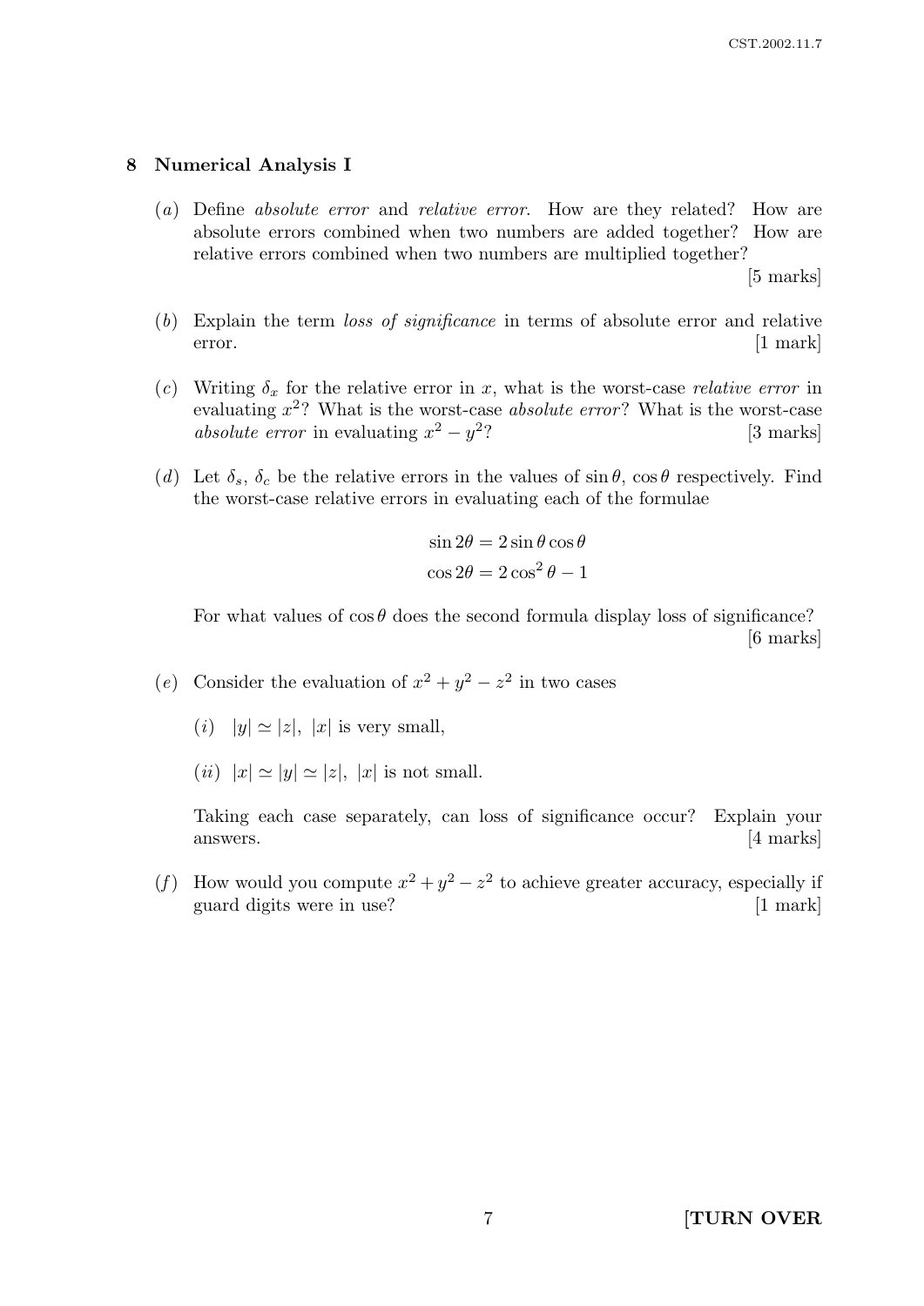## 8 Numerical Analysis I

(*a*) Define *absolute error* and *relative error*. How are they related? How are absolute errors combined when two numbers are added together? How are relative errors combined when two numbers are multiplied together? [5 marks]

(*b*) Explain the term *loss of significance* in terms of absolute error and relative error. [1 mark]

(*c*) Writing $\delta_x$ for the relative error in $x$, what is the worst-case *relative error* in evaluating $x^2$? What is the worst-case *absolute error*? What is the worst-case *absolute error* in evaluating $x^2 - y^2$? [3 marks]

(*d*) Let $\delta_s$, $\delta_c$ be the relative errors in the values of $\sin\theta$, $\cos\theta$ respectively. Find the worst-case relative errors in evaluating each of the formulae

$$\sin 2\theta = 2\sin\theta\cos\theta$$
$$\cos 2\theta = 2\cos^2\theta - 1$$

For what values of $\cos\theta$ does the second formula display loss of significance? [6 marks]

(*e*) Consider the evaluation of $x^2 + y^2 - z^2$ in two cases

(*i*) $|y| \simeq |z|$, $|x|$ is very small,

(*ii*) $|x| \simeq |y| \simeq |z|$, $|x|$ is not small.

Taking each case separately, can loss of significance occur? Explain your answers. [4 marks]

(*f*) How would you compute $x^2 + y^2 - z^2$ to achieve greater accuracy, especially if guard digits were in use? [1 mark]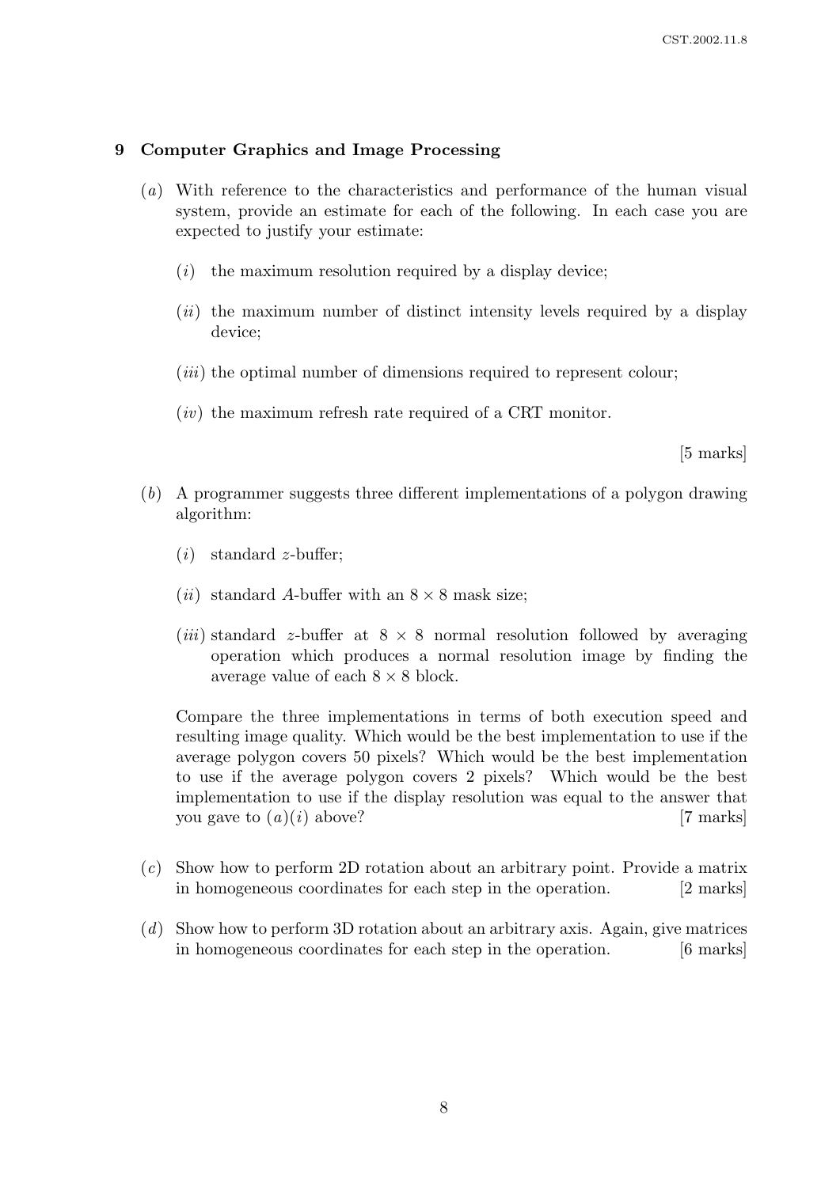## 9 Computer Graphics and Image Processing

(*a*) With reference to the characteristics and performance of the human visual system, provide an estimate for each of the following. In each case you are expected to justify your estimate:

(*i*) the maximum resolution required by a display device;

(*ii*) the maximum number of distinct intensity levels required by a display device;

(*iii*) the optimal number of dimensions required to represent colour;

(*iv*) the maximum refresh rate required of a CRT monitor.

[5 marks]

(*b*) A programmer suggests three different implementations of a polygon drawing algorithm:

(*i*) standard $z$-buffer;

(*ii*) standard $A$-buffer with an $8 \times 8$ mask size;

(*iii*) standard $z$-buffer at $8 \times 8$ normal resolution followed by averaging operation which produces a normal resolution image by finding the average value of each $8 \times 8$ block.

Compare the three implementations in terms of both execution speed and resulting image quality. Which would be the best implementation to use if the average polygon covers 50 pixels? Which would be the best implementation to use if the average polygon covers 2 pixels? Which would be the best implementation to use if the display resolution was equal to the answer that you gave to (*a*)(*i*) above? [7 marks]

(*c*) Show how to perform 2D rotation about an arbitrary point. Provide a matrix in homogeneous coordinates for each step in the operation. [2 marks]

(*d*) Show how to perform 3D rotation about an arbitrary axis. Again, give matrices in homogeneous coordinates for each step in the operation. [6 marks]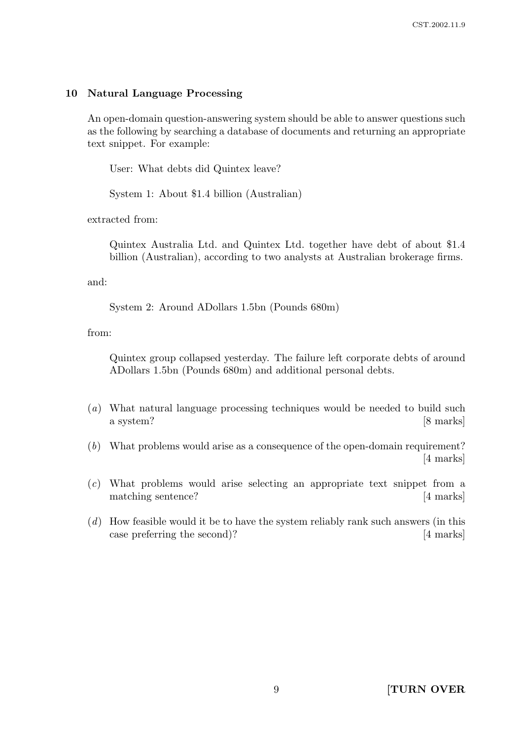## 10 Natural Language Processing

An open-domain question-answering system should be able to answer questions such as the following by searching a database of documents and returning an appropriate text snippet. For example:

> User: What debts did Quintex leave?
>
> System 1: About $1.4 billion (Australian)

extracted from:

> Quintex Australia Ltd. and Quintex Ltd. together have debt of about $1.4 billion (Australian), according to two analysts at Australian brokerage firms.

and:

> System 2: Around ADollars 1.5bn (Pounds 680m)

from:

> Quintex group collapsed yesterday. The failure left corporate debts of around ADollars 1.5bn (Pounds 680m) and additional personal debts.

(*a*) What natural language processing techniques would be needed to build such a system? [8 marks]

(*b*) What problems would arise as a consequence of the open-domain requirement? [4 marks]

(*c*) What problems would arise selecting an appropriate text snippet from a matching sentence? [4 marks]

(*d*) How feasible would it be to have the system reliably rank such answers (in this case preferring the second)? [4 marks]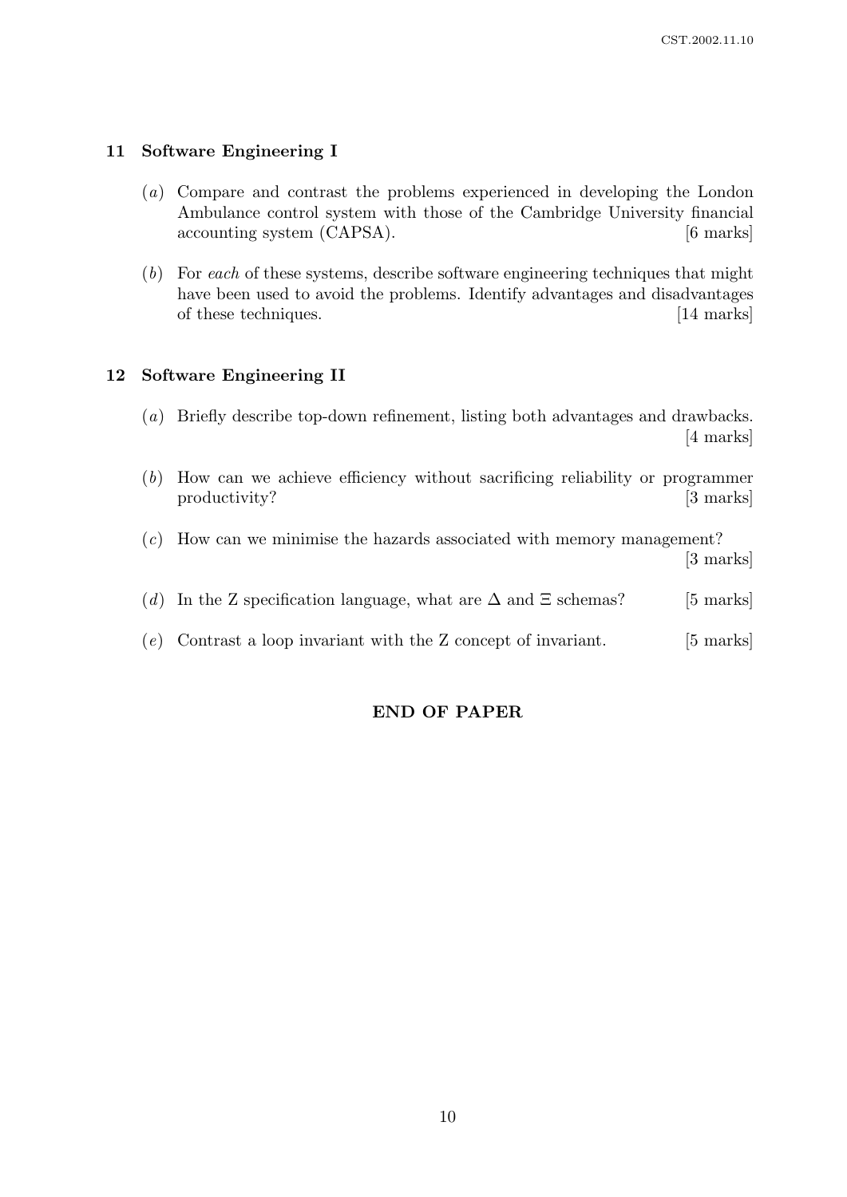## 11 Software Engineering I

(*a*) Compare and contrast the problems experienced in developing the London Ambulance control system with those of the Cambridge University financial accounting system (CAPSA). [6 marks]

(*b*) For *each* of these systems, describe software engineering techniques that might have been used to avoid the problems. Identify advantages and disadvantages of these techniques. [14 marks]

## 12 Software Engineering II

(*a*) Briefly describe top-down refinement, listing both advantages and drawbacks. [4 marks]

(*b*) How can we achieve efficiency without sacrificing reliability or programmer productivity? [3 marks]

(*c*) How can we minimise the hazards associated with memory management? [3 marks]

(*d*) In the Z specification language, what are $\Delta$ and $\Xi$ schemas? [5 marks]

(*e*) Contrast a loop invariant with the Z concept of invariant. [5 marks]

**END OF PAPER**